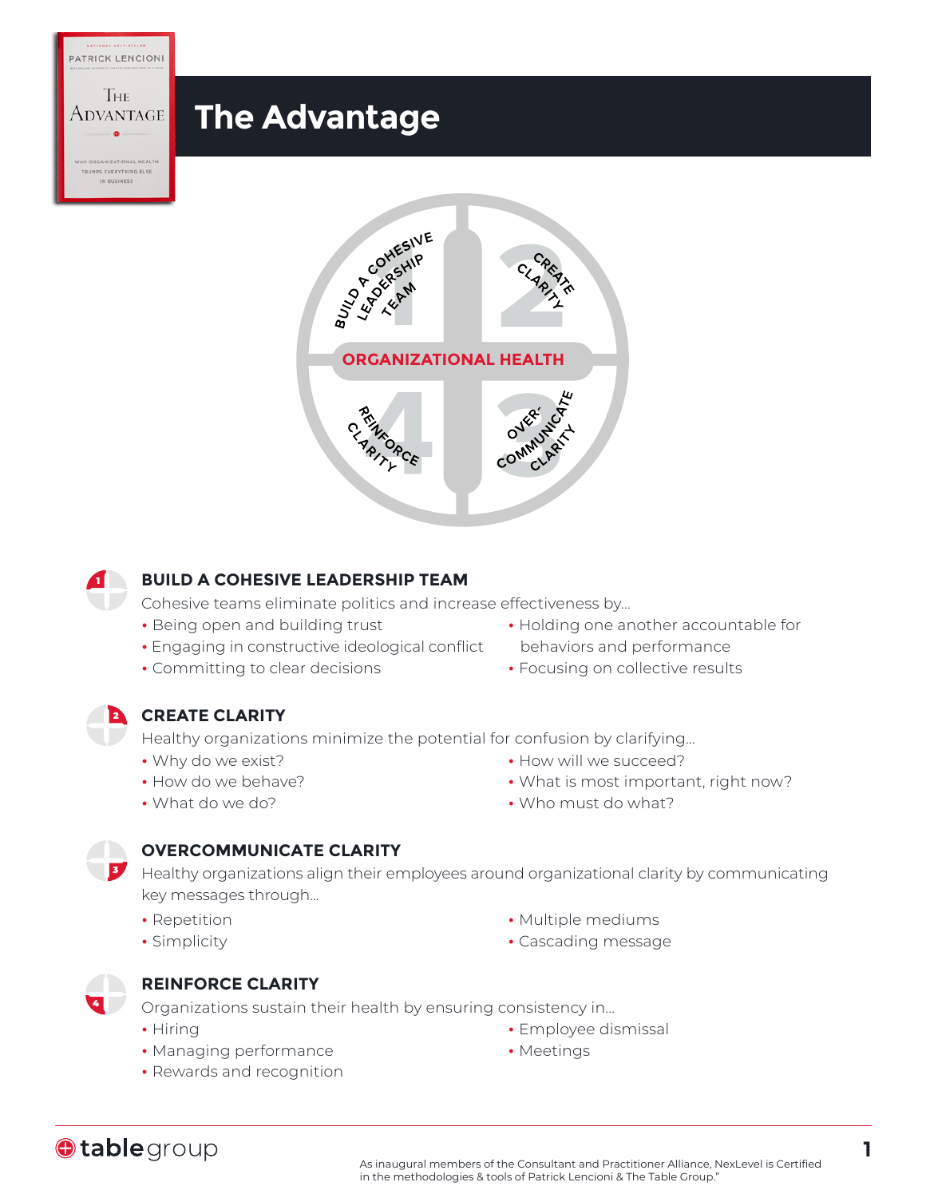# The Advantage

ORGANIZATIONAL HEALTH

1 BUILD A COHESIVE LEADERSHIP TEAM
2 CREATE CLARITY
3 OVER-COMMUNICATE CLARITY
4 REINFORCE CLARITY

## BUILD A COHESIVE LEADERSHIP TEAM

Cohesive teams eliminate politics and increase effectiveness by…

- Being open and building trust
- Engaging in constructive ideological conflict
- Committing to clear decisions
- Holding one another accountable for behaviors and performance
- Focusing on collective results

## CREATE CLARITY

Healthy organizations minimize the potential for confusion by clarifying…

- Why do we exist?
- How do we behave?
- What do we do?
- How will we succeed?
- What is most important, right now?
- Who must do what?

## OVERCOMMUNICATE CLARITY

Healthy organizations align their employees around organizational clarity by communicating key messages through…

- Repetition
- Simplicity
- Multiple mediums
- Cascading message

## REINFORCE CLARITY

Organizations sustain their health by ensuring consistency in…

- Hiring
- Managing performance
- Rewards and recognition
- Employee dismissal
- Meetings

tablegroup

As inaugural members of the Consultant and Practitioner Alliance, NexLevel is Certified in the methodologies & tools of Patrick Lencioni & The Table Group."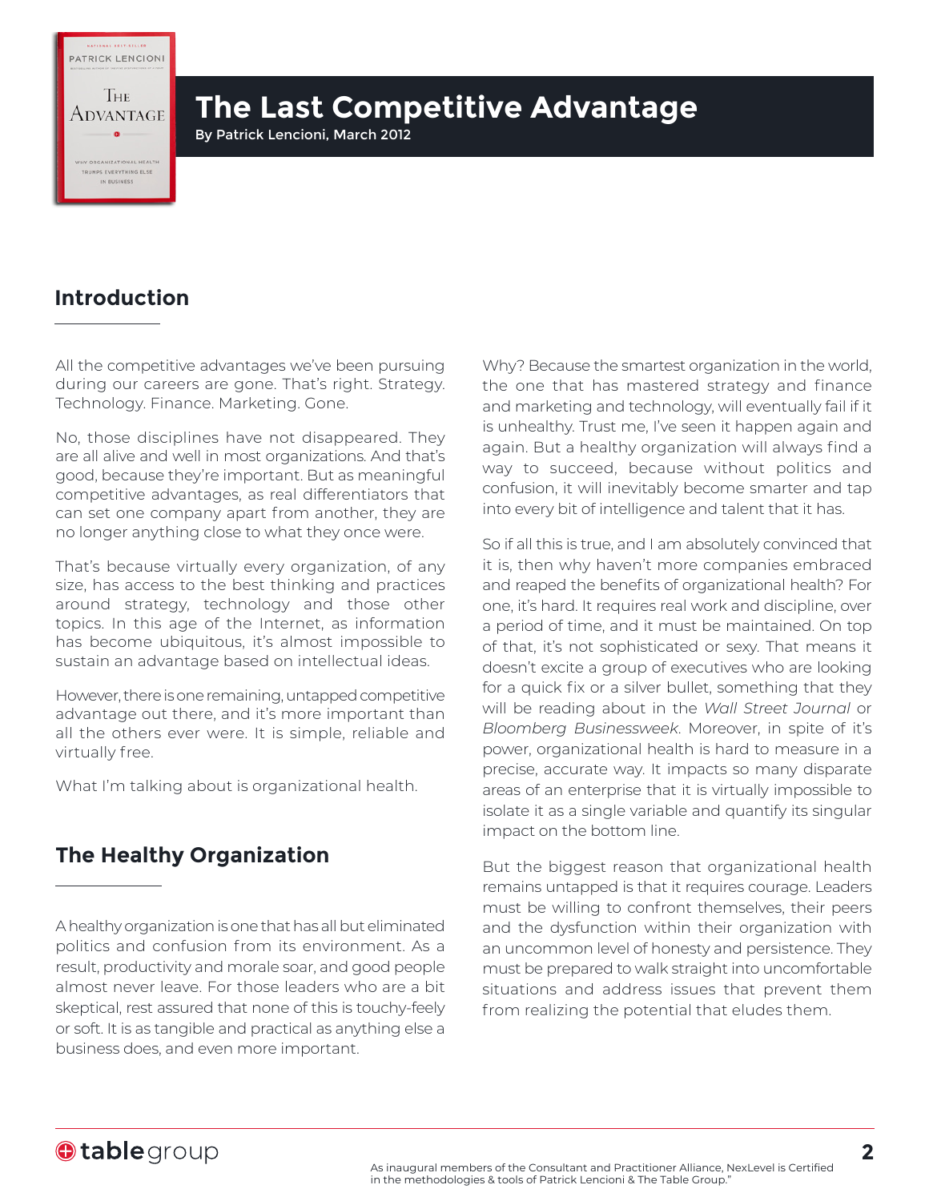# The Last Competitive Advantage

By Patrick Lencioni, March 2012

## Introduction

All the competitive advantages we've been pursuing during our careers are gone. That's right. Strategy. Technology. Finance. Marketing. Gone.

No, those disciplines have not disappeared. They are all alive and well in most organizations. And that's good, because they're important. But as meaningful competitive advantages, as real differentiators that can set one company apart from another, they are no longer anything close to what they once were.

That's because virtually every organization, of any size, has access to the best thinking and practices around strategy, technology and those other topics. In this age of the Internet, as information has become ubiquitous, it's almost impossible to sustain an advantage based on intellectual ideas.

However, there is one remaining, untapped competitive advantage out there, and it's more important than all the others ever were. It is simple, reliable and virtually free.

What I'm talking about is organizational health.

## The Healthy Organization

A healthy organization is one that has all but eliminated politics and confusion from its environment. As a result, productivity and morale soar, and good people almost never leave. For those leaders who are a bit skeptical, rest assured that none of this is touchy-feely or soft. It is as tangible and practical as anything else a business does, and even more important.

Why? Because the smartest organization in the world, the one that has mastered strategy and finance and marketing and technology, will eventually fail if it is unhealthy. Trust me, I've seen it happen again and again. But a healthy organization will always find a way to succeed, because without politics and confusion, it will inevitably become smarter and tap into every bit of intelligence and talent that it has.

So if all this is true, and I am absolutely convinced that it is, then why haven't more companies embraced and reaped the benefits of organizational health? For one, it's hard. It requires real work and discipline, over a period of time, and it must be maintained. On top of that, it's not sophisticated or sexy. That means it doesn't excite a group of executives who are looking for a quick fix or a silver bullet, something that they will be reading about in the *Wall Street Journal* or *Bloomberg Businessweek*. Moreover, in spite of it's power, organizational health is hard to measure in a precise, accurate way. It impacts so many disparate areas of an enterprise that it is virtually impossible to isolate it as a single variable and quantify its singular impact on the bottom line.

But the biggest reason that organizational health remains untapped is that it requires courage. Leaders must be willing to confront themselves, their peers and the dysfunction within their organization with an uncommon level of honesty and persistence. They must be prepared to walk straight into uncomfortable situations and address issues that prevent them from realizing the potential that eludes them.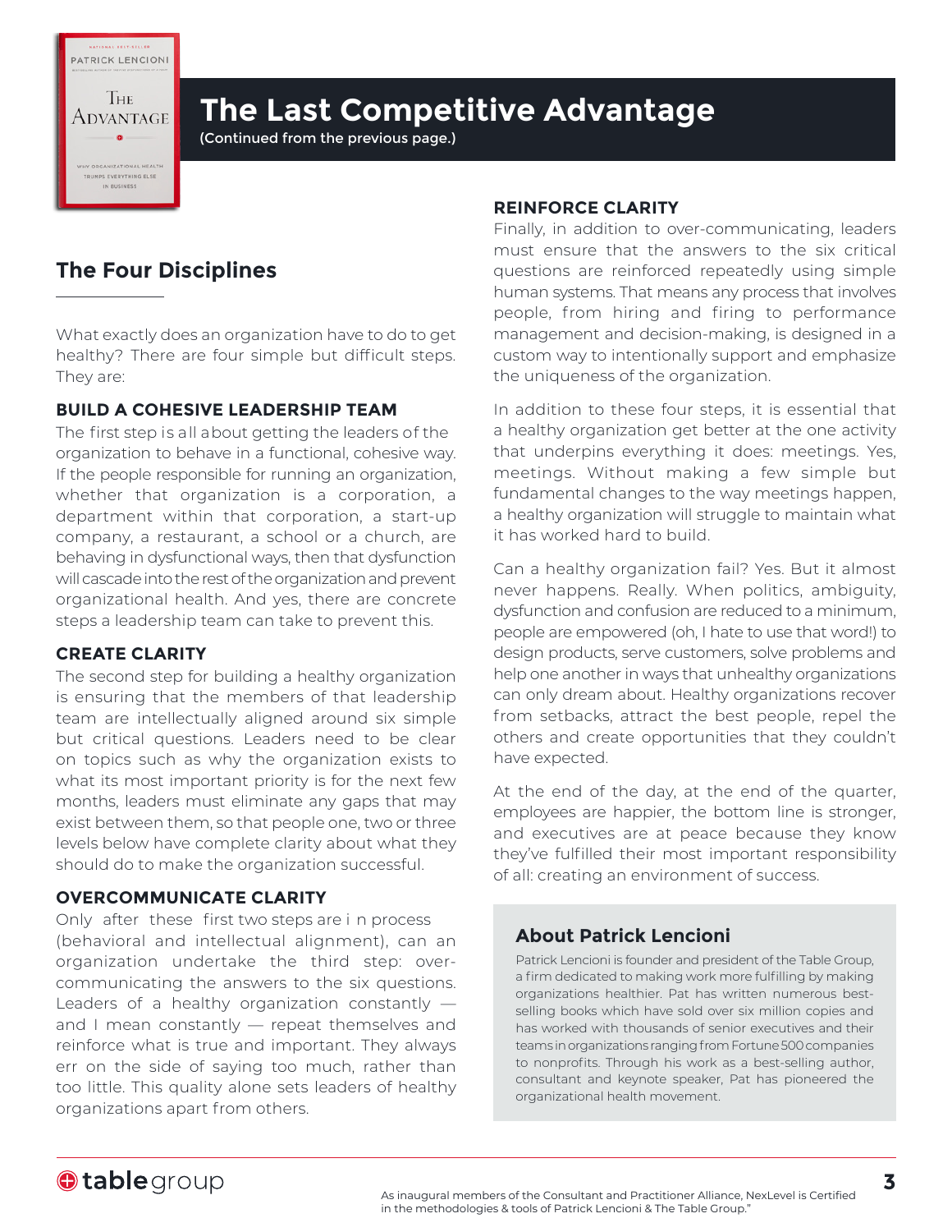# The Last Competitive Advantage

(Continued from the previous page.)

## The Four Disciplines

What exactly does an organization have to do to get healthy? There are four simple but difficult steps. They are:

### BUILD A COHESIVE LEADERSHIP TEAM

The first step is all about getting the leaders of the organization to behave in a functional, cohesive way. If the people responsible for running an organization, whether that organization is a corporation, a department within that corporation, a start-up company, a restaurant, a school or a church, are behaving in dysfunctional ways, then that dysfunction will cascade into the rest of the organization and prevent organizational health. And yes, there are concrete steps a leadership team can take to prevent this.

### CREATE CLARITY

The second step for building a healthy organization is ensuring that the members of that leadership team are intellectually aligned around six simple but critical questions. Leaders need to be clear on topics such as why the organization exists to what its most important priority is for the next few months, leaders must eliminate any gaps that may exist between them, so that people one, two or three levels below have complete clarity about what they should do to make the organization successful.

### OVERCOMMUNICATE CLARITY

Only after these first two steps are in process (behavioral and intellectual alignment), can an organization undertake the third step: over-communicating the answers to the six questions. Leaders of a healthy organization constantly — and I mean constantly — repeat themselves and reinforce what is true and important. They always err on the side of saying too much, rather than too little. This quality alone sets leaders of healthy organizations apart from others.

### REINFORCE CLARITY

Finally, in addition to over-communicating, leaders must ensure that the answers to the six critical questions are reinforced repeatedly using simple human systems. That means any process that involves people, from hiring and firing to performance management and decision-making, is designed in a custom way to intentionally support and emphasize the uniqueness of the organization.

In addition to these four steps, it is essential that a healthy organization get better at the one activity that underpins everything it does: meetings. Yes, meetings. Without making a few simple but fundamental changes to the way meetings happen, a healthy organization will struggle to maintain what it has worked hard to build.

Can a healthy organization fail? Yes. But it almost never happens. Really. When politics, ambiguity, dysfunction and confusion are reduced to a minimum, people are empowered (oh, I hate to use that word!) to design products, serve customers, solve problems and help one another in ways that unhealthy organizations can only dream about. Healthy organizations recover from setbacks, attract the best people, repel the others and create opportunities that they couldn't have expected.

At the end of the day, at the end of the quarter, employees are happier, the bottom line is stronger, and executives are at peace because they know they've fulfilled their most important responsibility of all: creating an environment of success.

## About Patrick Lencioni

Patrick Lencioni is founder and president of the Table Group, a firm dedicated to making work more fulfilling by making organizations healthier. Pat has written numerous best-selling books which have sold over six million copies and has worked with thousands of senior executives and their teams in organizations ranging from Fortune 500 companies to nonprofits. Through his work as a best-selling author, consultant and keynote speaker, Pat has pioneered the organizational health movement.

As inaugural members of the Consultant and Practitioner Alliance, NexLevel is Certified in the methodologies & tools of Patrick Lencioni & The Table Group."